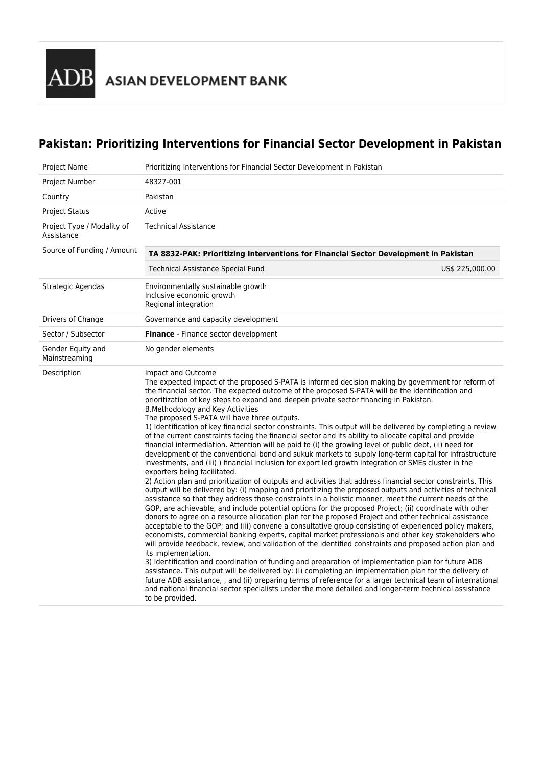ADB ASIAN DEVELOPMENT BANK

# Pakistan: Prioritizing Interventions for Financial Sector Development in Pakistan

| | |
|---|---|
| Project Name | Prioritizing Interventions for Financial Sector Development in Pakistan |
| Project Number | 48327-001 |
| Country | Pakistan |
| Project Status | Active |
| Project Type / Modality of Assistance | Technical Assistance |
| Source of Funding / Amount | **TA 8832-PAK: Prioritizing Interventions for Financial Sector Development in Pakistan**<br>Technical Assistance Special Fund — US$ 225,000.00 |
| Strategic Agendas | Environmentally sustainable growth<br>Inclusive economic growth<br>Regional integration |
| Drivers of Change | Governance and capacity development |
| Sector / Subsector | **Finance** - Finance sector development |
| Gender Equity and Mainstreaming | No gender elements |
| Description | Impact and Outcome<br>The expected impact of the proposed S-PATA is informed decision making by government for reform of the financial sector. The expected outcome of the proposed S-PATA will be the identification and prioritization of key steps to expand and deepen private sector financing in Pakistan.<br>B.Methodology and Key Activities<br>The proposed S-PATA will have three outputs.<br>1) Identification of key financial sector constraints. This output will be delivered by completing a review of the current constraints facing the financial sector and its ability to allocate capital and provide financial intermediation. Attention will be paid to (i) the growing level of public debt, (ii) need for development of the conventional bond and sukuk markets to supply long-term capital for infrastructure investments, and (iii) ) financial inclusion for export led growth integration of SMEs cluster in the exporters being facilitated.<br>2) Action plan and prioritization of outputs and activities that address financial sector constraints. This output will be delivered by: (i) mapping and prioritizing the proposed outputs and activities of technical assistance so that they address those constraints in a holistic manner, meet the current needs of the GOP, are achievable, and include potential options for the proposed Project; (ii) coordinate with other donors to agree on a resource allocation plan for the proposed Project and other technical assistance acceptable to the GOP; and (iii) convene a consultative group consisting of experienced policy makers, economists, commercial banking experts, capital market professionals and other key stakeholders who will provide feedback, review, and validation of the identified constraints and proposed action plan and its implementation.<br>3) Identification and coordination of funding and preparation of implementation plan for future ADB assistance. This output will be delivered by: (i) completing an implementation plan for the delivery of future ADB assistance, , and (ii) preparing terms of reference for a larger technical team of international and national financial sector specialists under the more detailed and longer-term technical assistance to be provided. |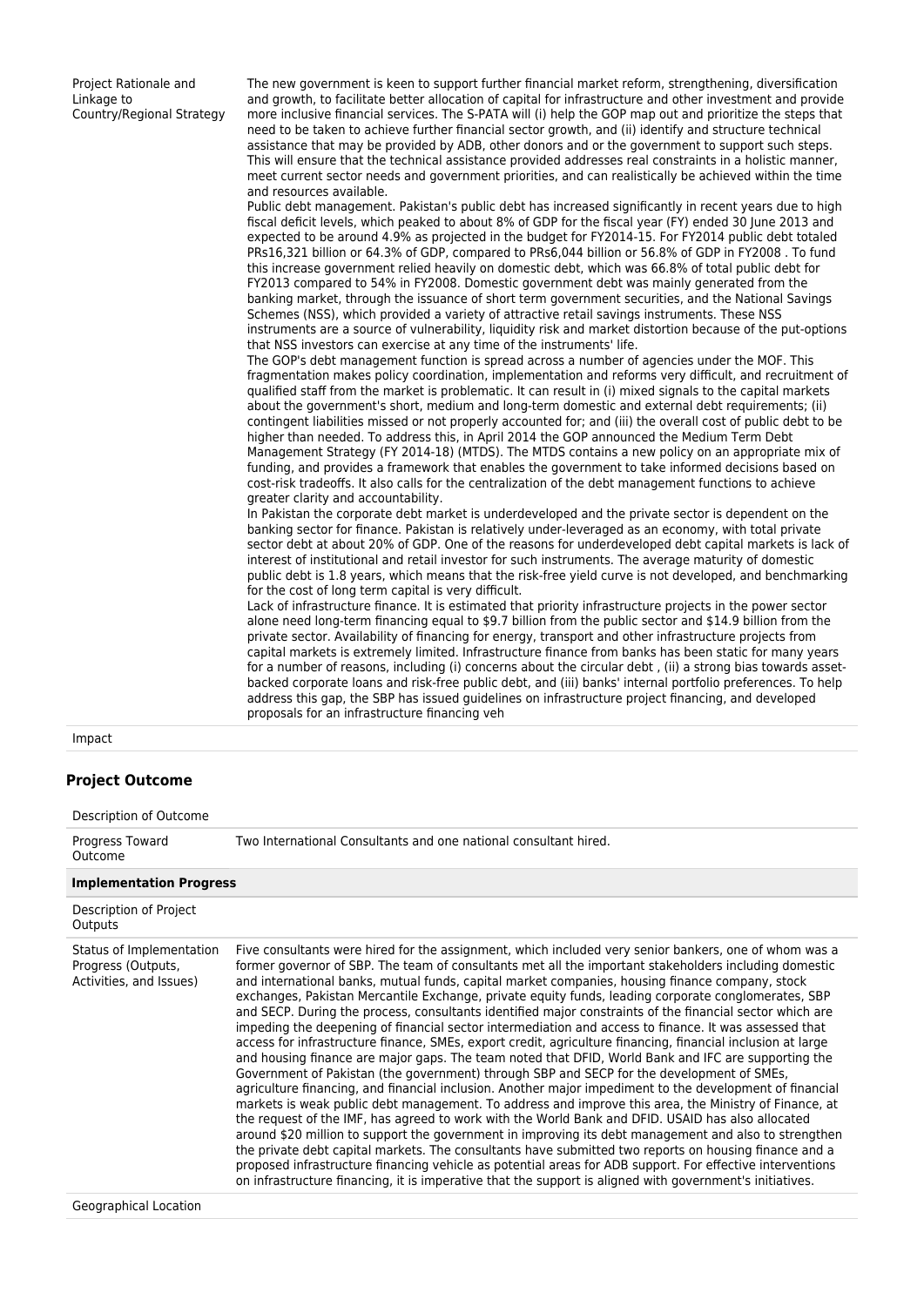| | |
|---|---|
| Project Rationale and Linkage to Country/Regional Strategy | The new government is keen to support further financial market reform, strengthening, diversification and growth, to facilitate better allocation of capital for infrastructure and other investment and provide more inclusive financial services. The S-PATA will (i) help the GOP map out and prioritize the steps that need to be taken to achieve further financial sector growth, and (ii) identify and structure technical assistance that may be provided by ADB, other donors and or the government to support such steps. This will ensure that the technical assistance provided addresses real constraints in a holistic manner, meet current sector needs and government priorities, and can realistically be achieved within the time and resources available.<br>Public debt management. Pakistan's public debt has increased significantly in recent years due to high fiscal deficit levels, which peaked to about 8% of GDP for the fiscal year (FY) ended 30 June 2013 and expected to be around 4.9% as projected in the budget for FY2014-15. For FY2014 public debt totaled PRs16,321 billion or 64.3% of GDP, compared to PRs6,044 billion or 56.8% of GDP in FY2008 . To fund this increase government relied heavily on domestic debt, which was 66.8% of total public debt for FY2013 compared to 54% in FY2008. Domestic government debt was mainly generated from the banking market, through the issuance of short term government securities, and the National Savings Schemes (NSS), which provided a variety of attractive retail savings instruments. These NSS instruments are a source of vulnerability, liquidity risk and market distortion because of the put-options that NSS investors can exercise at any time of the instruments' life.<br>The GOP's debt management function is spread across a number of agencies under the MOF. This fragmentation makes policy coordination, implementation and reforms very difficult, and recruitment of qualified staff from the market is problematic. It can result in (i) mixed signals to the capital markets about the government's short, medium and long-term domestic and external debt requirements; (ii) contingent liabilities missed or not properly accounted for; and (iii) the overall cost of public debt to be higher than needed. To address this, in April 2014 the GOP announced the Medium Term Debt Management Strategy (FY 2014-18) (MTDS). The MTDS contains a new policy on an appropriate mix of funding, and provides a framework that enables the government to take informed decisions based on cost-risk tradeoffs. It also calls for the centralization of the debt management functions to achieve greater clarity and accountability.<br>In Pakistan the corporate debt market is underdeveloped and the private sector is dependent on the banking sector for finance. Pakistan is relatively under-leveraged as an economy, with total private sector debt at about 20% of GDP. One of the reasons for underdeveloped debt capital markets is lack of interest of institutional and retail investor for such instruments. The average maturity of domestic public debt is 1.8 years, which means that the risk-free yield curve is not developed, and benchmarking for the cost of long term capital is very difficult.<br>Lack of infrastructure finance. It is estimated that priority infrastructure projects in the power sector alone need long-term financing equal to $9.7 billion from the public sector and $14.9 billion from the private sector. Availability of financing for energy, transport and other infrastructure projects from capital markets is extremely limited. Infrastructure finance from banks has been static for many years for a number of reasons, including (i) concerns about the circular debt , (ii) a strong bias towards asset-backed corporate loans and risk-free public debt, and (iii) banks' internal portfolio preferences. To help address this gap, the SBP has issued guidelines on infrastructure project financing, and developed proposals for an infrastructure financing veh |
| Impact | |

## Project Outcome

| | |
|---|---|
| Description of Outcome | |
| Progress Toward Outcome | Two International Consultants and one national consultant hired. |
| **Implementation Progress** | |
| Description of Project Outputs | |
| Status of Implementation Progress (Outputs, Activities, and Issues) | Five consultants were hired for the assignment, which included very senior bankers, one of whom was a former governor of SBP. The team of consultants met all the important stakeholders including domestic and international banks, mutual funds, capital market companies, housing finance company, stock exchanges, Pakistan Mercantile Exchange, private equity funds, leading corporate conglomerates, SBP and SECP. During the process, consultants identified major constraints of the financial sector which are impeding the deepening of financial sector intermediation and access to finance. It was assessed that access for infrastructure finance, SMEs, export credit, agriculture financing, financial inclusion at large and housing finance are major gaps. The team noted that DFID, World Bank and IFC are supporting the Government of Pakistan (the government) through SBP and SECP for the development of SMEs, agriculture financing, and financial inclusion. Another major impediment to the development of financial markets is weak public debt management. To address and improve this area, the Ministry of Finance, at the request of the IMF, has agreed to work with the World Bank and DFID. USAID has also allocated around $20 million to support the government in improving its debt management and also to strengthen the private debt capital markets. The consultants have submitted two reports on housing finance and a proposed infrastructure financing vehicle as potential areas for ADB support. For effective interventions on infrastructure financing, it is imperative that the support is aligned with government's initiatives. |
| Geographical Location | |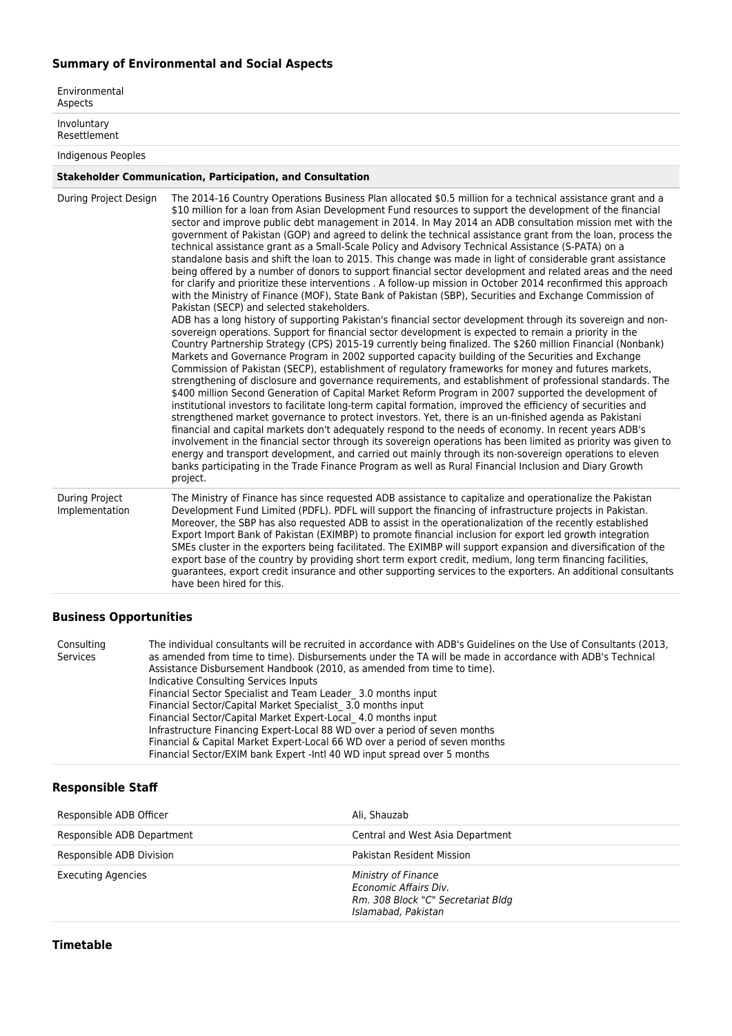## Summary of Environmental and Social Aspects

| | |
|---|---|
| Environmental Aspects | |
| Involuntary Resettlement | |
| Indigenous Peoples | |

### Stakeholder Communication, Participation, and Consultation

| | |
|---|---|
| During Project Design | The 2014-16 Country Operations Business Plan allocated $0.5 million for a technical assistance grant and a $10 million for a loan from Asian Development Fund resources to support the development of the financial sector and improve public debt management in 2014. In May 2014 an ADB consultation mission met with the government of Pakistan (GOP) and agreed to delink the technical assistance grant from the loan, process the technical assistance grant as a Small-Scale Policy and Advisory Technical Assistance (S-PATA) on a standalone basis and shift the loan to 2015. This change was made in light of considerable grant assistance being offered by a number of donors to support financial sector development and related areas and the need for clarify and prioritize these interventions . A follow-up mission in October 2014 reconfirmed this approach with the Ministry of Finance (MOF), State Bank of Pakistan (SBP), Securities and Exchange Commission of Pakistan (SECP) and selected stakeholders.<br>ADB has a long history of supporting Pakistan's financial sector development through its sovereign and non-sovereign operations. Support for financial sector development is expected to remain a priority in the Country Partnership Strategy (CPS) 2015-19 currently being finalized. The $260 million Financial (Nonbank) Markets and Governance Program in 2002 supported capacity building of the Securities and Exchange Commission of Pakistan (SECP), establishment of regulatory frameworks for money and futures markets, strengthening of disclosure and governance requirements, and establishment of professional standards. The $400 million Second Generation of Capital Market Reform Program in 2007 supported the development of institutional investors to facilitate long-term capital formation, improved the efficiency of securities and strengthened market governance to protect investors. Yet, there is an un-finished agenda as Pakistani financial and capital markets don't adequately respond to the needs of economy. In recent years ADB's involvement in the financial sector through its sovereign operations has been limited as priority was given to energy and transport development, and carried out mainly through its non-sovereign operations to eleven banks participating in the Trade Finance Program as well as Rural Financial Inclusion and Diary Growth project. |
| During Project Implementation | The Ministry of Finance has since requested ADB assistance to capitalize and operationalize the Pakistan Development Fund Limited (PDFL). PDFL will support the financing of infrastructure projects in Pakistan. Moreover, the SBP has also requested ADB to assist in the operationalization of the recently established Export Import Bank of Pakistan (EXIMBP) to promote financial inclusion for export led growth integration SMEs cluster in the exporters being facilitated. The EXIMBP will support expansion and diversification of the export base of the country by providing short term export credit, medium, long term financing facilities, guarantees, export credit insurance and other supporting services to the exporters. An additional consultants have been hired for this. |

## Business Opportunities

| | |
|---|---|
| Consulting Services | The individual consultants will be recruited in accordance with ADB's Guidelines on the Use of Consultants (2013, as amended from time to time). Disbursements under the TA will be made in accordance with ADB's Technical Assistance Disbursement Handbook (2010, as amended from time to time).<br>Indicative Consulting Services Inputs<br>Financial Sector Specialist and Team Leader_ 3.0 months input<br>Financial Sector/Capital Market Specialist_ 3.0 months input<br>Financial Sector/Capital Market Expert-Local_ 4.0 months input<br>Infrastructure Financing Expert-Local 88 WD over a period of seven months<br>Financial & Capital Market Expert-Local 66 WD over a period of seven months<br>Financial Sector/EXIM bank Expert -Intl 40 WD input spread over 5 months |

## Responsible Staff

| | |
|---|---|
| Responsible ADB Officer | Ali, Shauzab |
| Responsible ADB Department | Central and West Asia Department |
| Responsible ADB Division | Pakistan Resident Mission |
| Executing Agencies | *Ministry of Finance*<br>*Economic Affairs Div.*<br>*Rm. 308 Block "C" Secretariat Bldg*<br>*Islamabad, Pakistan* |

## Timetable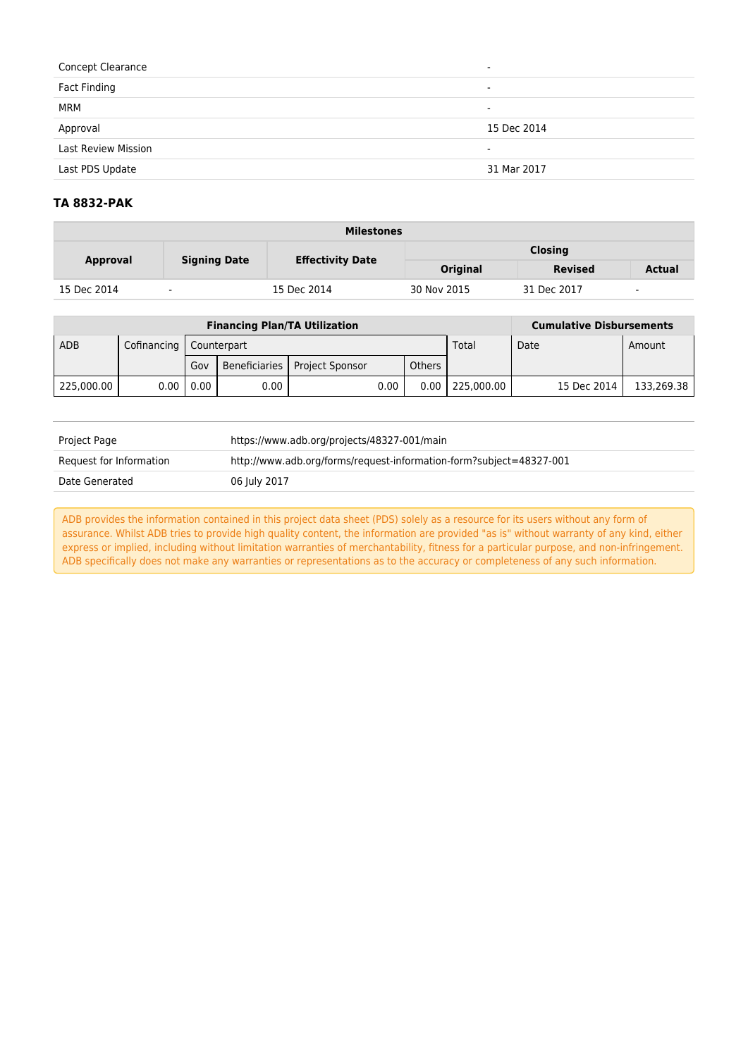| | |
|---|---|
| Concept Clearance | - |
| Fact Finding | - |
| MRM | - |
| Approval | 15 Dec 2014 |
| Last Review Mission | - |
| Last PDS Update | 31 Mar 2017 |

### TA 8832-PAK

| Milestones | | | | | |
|---|---|---|---|---|---|
| Approval | Signing Date | Effectivity Date | Closing | | |
| | | | Original | Revised | Actual |
| 15 Dec 2014 | - | 15 Dec 2014 | 30 Nov 2015 | 31 Dec 2017 | - |

| Financing Plan/TA Utilization | | | | | | | Cumulative Disbursements | |
|---|---|---|---|---|---|---|---|---|
| ADB | Cofinancing | Counterpart | | | | Total | Date | Amount |
| | | Gov | Beneficiaries | Project Sponsor | Others | | | |
| 225,000.00 | 0.00 | 0.00 | 0.00 | 0.00 | 0.00 | 225,000.00 | 15 Dec 2014 | 133,269.38 |

| | |
|---|---|
| Project Page | https://www.adb.org/projects/48327-001/main |
| Request for Information | http://www.adb.org/forms/request-information-form?subject=48327-001 |
| Date Generated | 06 July 2017 |

ADB provides the information contained in this project data sheet (PDS) solely as a resource for its users without any form of assurance. Whilst ADB tries to provide high quality content, the information are provided "as is" without warranty of any kind, either express or implied, including without limitation warranties of merchantability, fitness for a particular purpose, and non-infringement. ADB specifically does not make any warranties or representations as to the accuracy or completeness of any such information.